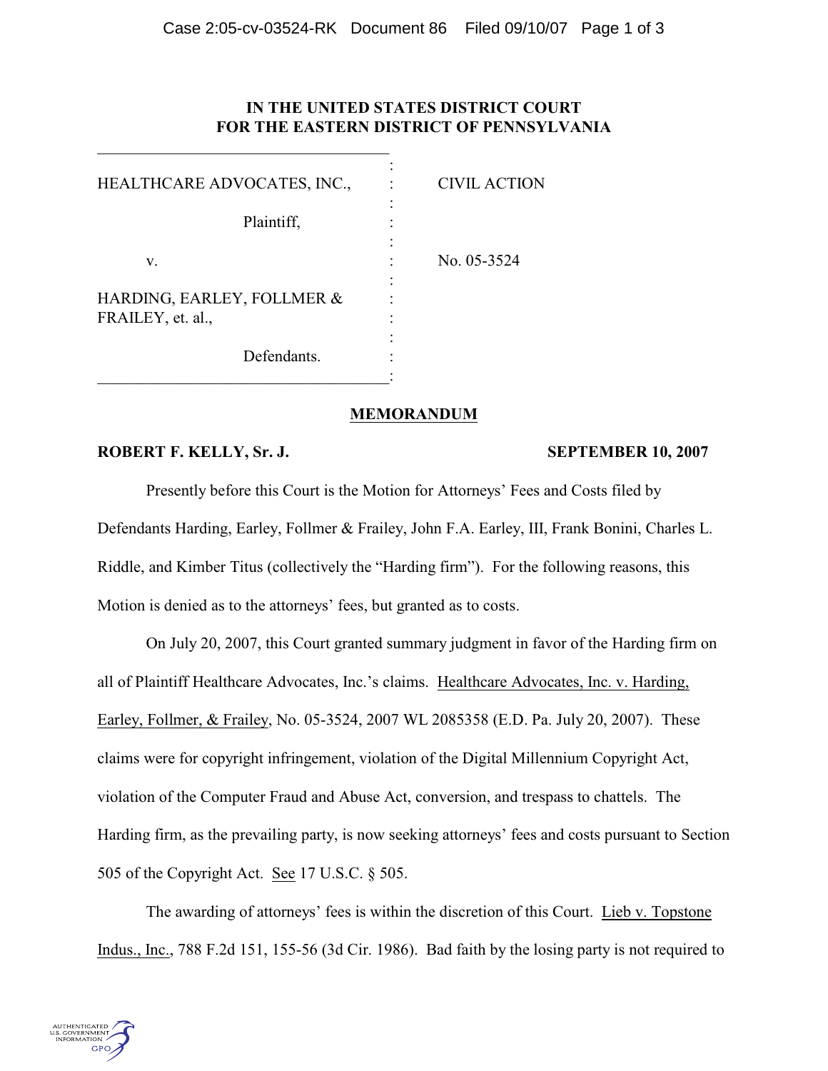IN THE UNITED STATES DISTRICT COURT
FOR THE EASTERN DISTRICT OF PENNSYLVANIA

| | | |
|---|---|---|
| HEALTHCARE ADVOCATES, INC., | : | CIVIL ACTION |
| Plaintiff, | : | |
| v. | : | No. 05-3524 |
| HARDING, EARLEY, FOLLMER & FRAILEY, et. al., | : | |
| Defendants. | : | |

## MEMORANDUM

**ROBERT F. KELLY, Sr. J.** **SEPTEMBER 10, 2007**

Presently before this Court is the Motion for Attorneys' Fees and Costs filed by Defendants Harding, Earley, Follmer & Frailey, John F.A. Earley, III, Frank Bonini, Charles L. Riddle, and Kimber Titus (collectively the "Harding firm"). For the following reasons, this Motion is denied as to the attorneys' fees, but granted as to costs.

On July 20, 2007, this Court granted summary judgment in favor of the Harding firm on all of Plaintiff Healthcare Advocates, Inc.'s claims. Healthcare Advocates, Inc. v. Harding, Earley, Follmer, & Frailey, No. 05-3524, 2007 WL 2085358 (E.D. Pa. July 20, 2007). These claims were for copyright infringement, violation of the Digital Millennium Copyright Act, violation of the Computer Fraud and Abuse Act, conversion, and trespass to chattels. The Harding firm, as the prevailing party, is now seeking attorneys' fees and costs pursuant to Section 505 of the Copyright Act. See 17 U.S.C. § 505.

The awarding of attorneys' fees is within the discretion of this Court. Lieb v. Topstone Indus., Inc., 788 F.2d 151, 155-56 (3d Cir. 1986). Bad faith by the losing party is not required to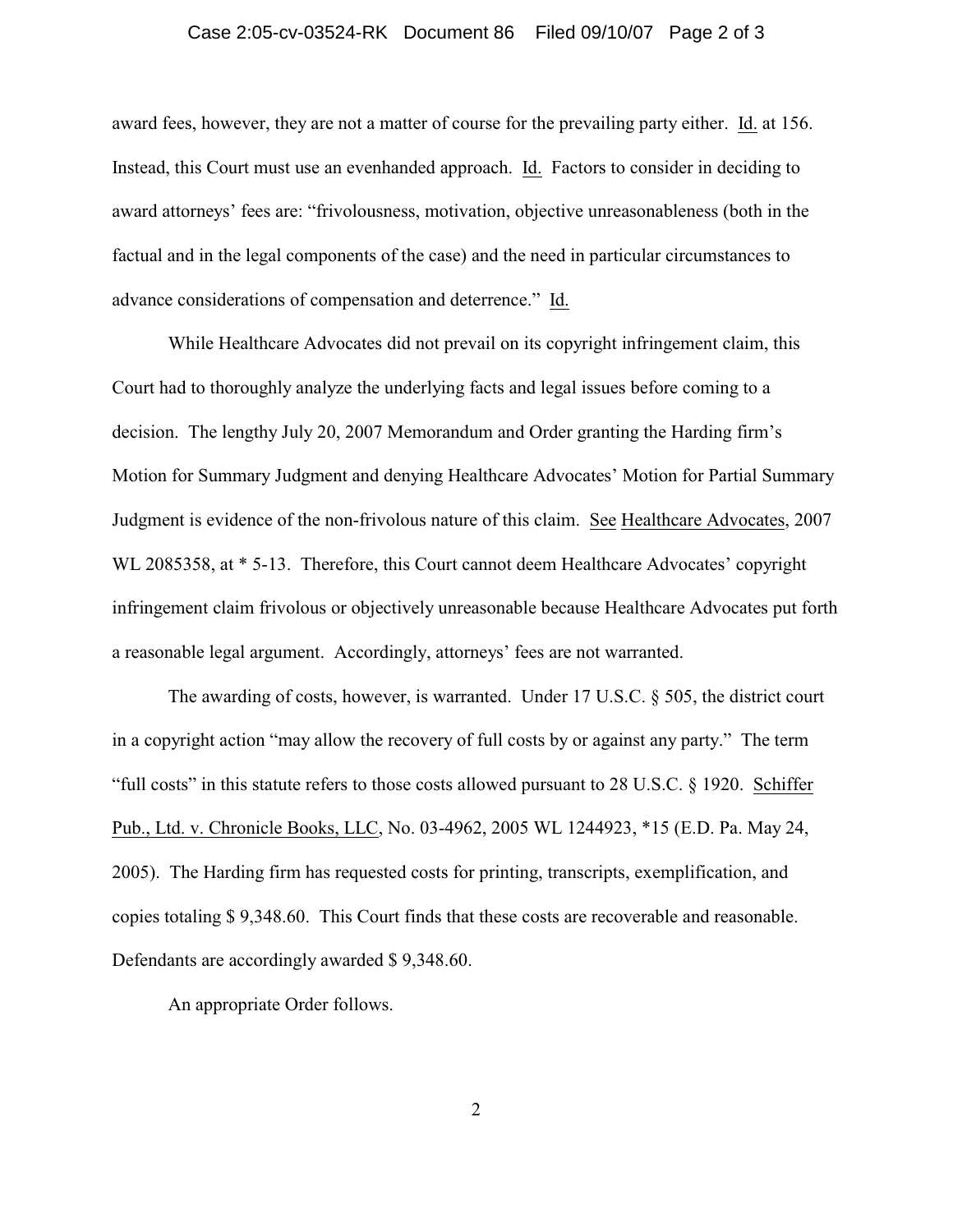award fees, however, they are not a matter of course for the prevailing party either. Id. at 156. Instead, this Court must use an evenhanded approach. Id. Factors to consider in deciding to award attorneys' fees are: "frivolousness, motivation, objective unreasonableness (both in the factual and in the legal components of the case) and the need in particular circumstances to advance considerations of compensation and deterrence." Id.

While Healthcare Advocates did not prevail on its copyright infringement claim, this Court had to thoroughly analyze the underlying facts and legal issues before coming to a decision. The lengthy July 20, 2007 Memorandum and Order granting the Harding firm's Motion for Summary Judgment and denying Healthcare Advocates' Motion for Partial Summary Judgment is evidence of the non-frivolous nature of this claim. See Healthcare Advocates, 2007 WL 2085358, at * 5-13. Therefore, this Court cannot deem Healthcare Advocates' copyright infringement claim frivolous or objectively unreasonable because Healthcare Advocates put forth a reasonable legal argument. Accordingly, attorneys' fees are not warranted.

The awarding of costs, however, is warranted. Under 17 U.S.C. § 505, the district court in a copyright action "may allow the recovery of full costs by or against any party." The term "full costs" in this statute refers to those costs allowed pursuant to 28 U.S.C. § 1920. Schiffer Pub., Ltd. v. Chronicle Books, LLC, No. 03-4962, 2005 WL 1244923, *15 (E.D. Pa. May 24, 2005). The Harding firm has requested costs for printing, transcripts, exemplification, and copies totaling $ 9,348.60. This Court finds that these costs are recoverable and reasonable. Defendants are accordingly awarded $ 9,348.60.

An appropriate Order follows.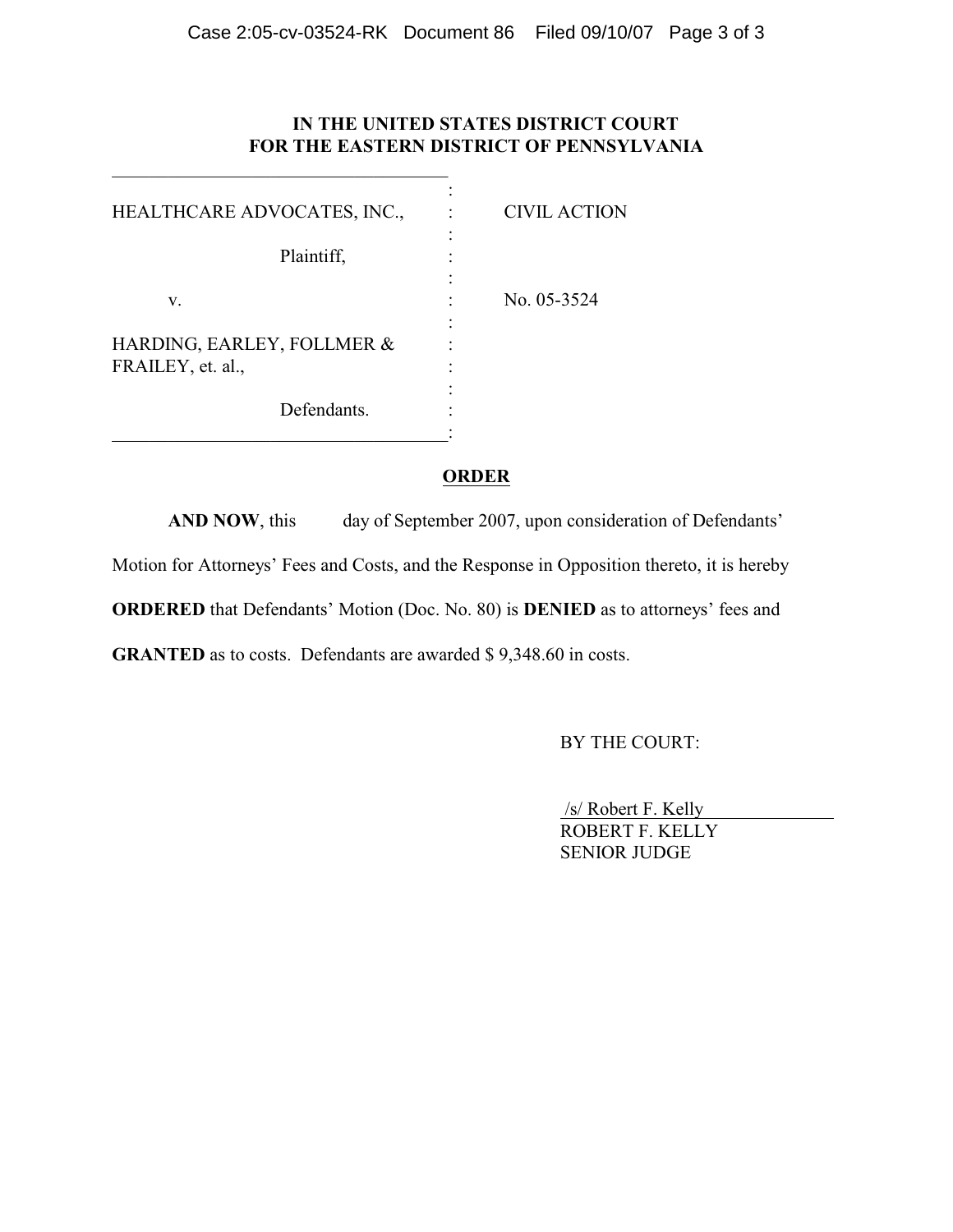**IN THE UNITED STATES DISTRICT COURT**
**FOR THE EASTERN DISTRICT OF PENNSYLVANIA**

| | | |
|---|---|---|
| HEALTHCARE ADVOCATES, INC., | : | CIVIL ACTION |
| Plaintiff, | : | |
| v. | : | No. 05-3524 |
| HARDING, EARLEY, FOLLMER & FRAILEY, et. al., | : | |
| Defendants. | : | |

**ORDER**

**AND NOW**, this day of September 2007, upon consideration of Defendants' Motion for Attorneys' Fees and Costs, and the Response in Opposition thereto, it is hereby **ORDERED** that Defendants' Motion (Doc. No. 80) is **DENIED** as to attorneys' fees and **GRANTED** as to costs. Defendants are awarded $ 9,348.60 in costs.

BY THE COURT:

/s/ Robert F. Kelly
ROBERT F. KELLY
SENIOR JUDGE